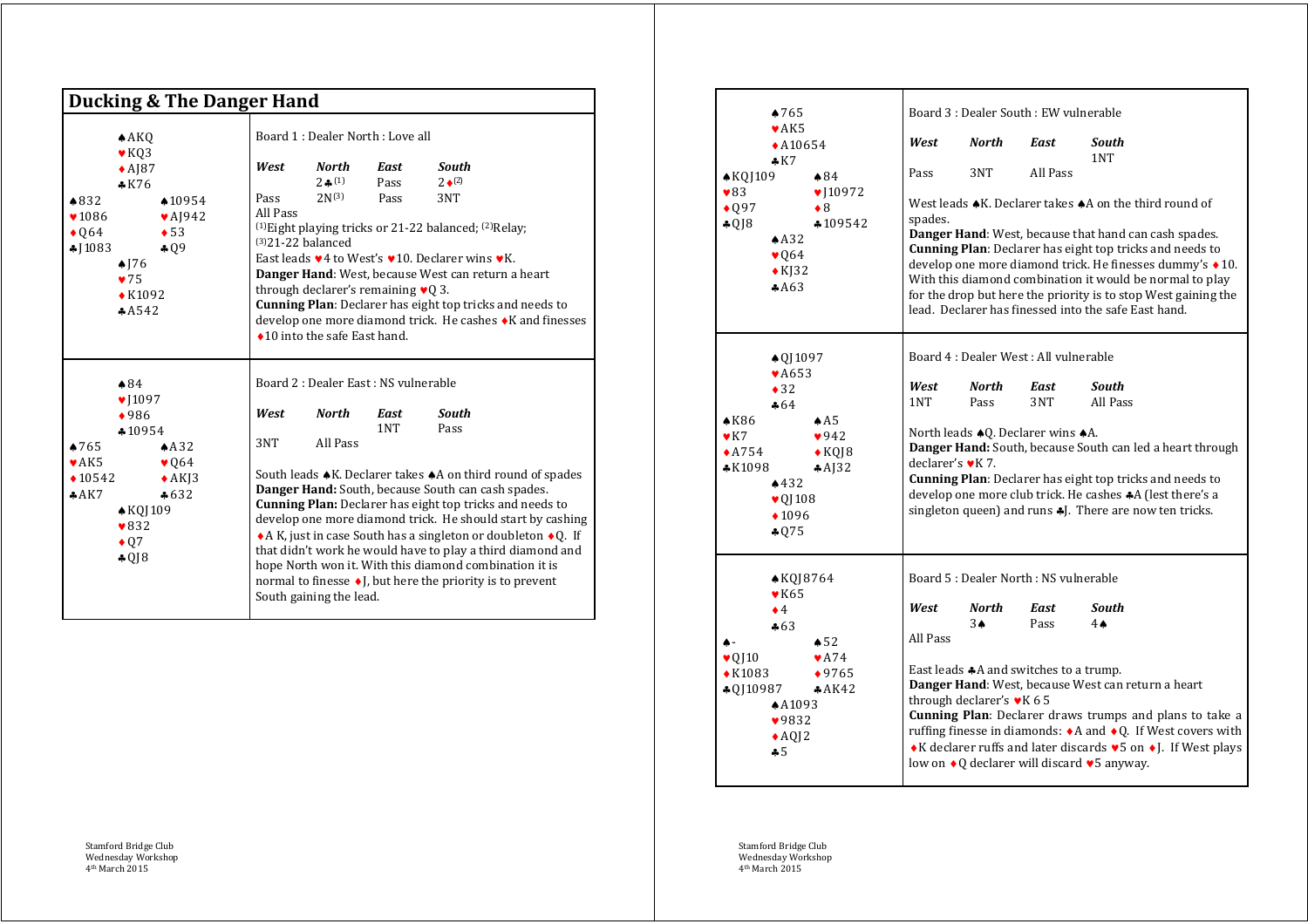# Ducking & The Danger Hand

## Board 1 : Dealer North : Love all

**North**
♠AKQ
♥KQ3
♦AJ87
♣K76

**West**
♠832
♥1086
♦Q64
♣J1083

**East**
♠10954
♥AJ942
♦53
♣Q9

**South**
♠J76
♥75
♦K1092
♣A542

| *West* | *North* | *East* | *South* |
|---|---|---|---|
| | 2♣[1] | Pass | 2♦[2] |
| Pass | 2N[3] | Pass | 3NT |
| All Pass | | | |

[1]Eight playing tricks or 21-22 balanced; [2]Relay; [3]21-22 balanced

East leads ♥4 to West's ♥10. Declarer wins ♥K.

**Danger Hand**: West, because West can return a heart through declarer's remaining ♥Q 3.

**Cunning Plan**: Declarer has eight top tricks and needs to develop one more diamond trick. He cashes ♦K and finesses ♦10 into the safe East hand.

## Board 2 : Dealer East : NS vulnerable

**North**
♠84
♥J1097
♦986
♣10954

**West**
♠765
♥AK5
♦10542
♣AK7

**East**
♠A32
♥Q64
♦AKJ3
♣632

**South**
♠KQJ109
♥832
♦Q7
♣QJ8

| *West* | *North* | *East* | *South* |
|---|---|---|---|
| | | 1NT | Pass |
| 3NT | All Pass | | |

South leads ♠K. Declarer takes ♠A on third round of spades

**Danger Hand:** South, because South can cash spades.

**Cunning Plan:** Declarer has eight top tricks and needs to develop one more diamond trick. He should start by cashing ♦A K, just in case South has a singleton or doubleton ♦Q. If that didn't work he would have to play a third diamond and hope North won it. With this diamond combination it is normal to finesse ♦J, but here the priority is to prevent South gaining the lead.

## Board 3 : Dealer South : EW vulnerable

**North**
♠765
♥AK5
♦A10654
♣K7

**West**
♠KQJ109
♥83
♦Q97
♣QJ8

**East**
♠84
♥J10972
♦8
♣109542

**South**
♠A32
♥Q64
♦KJ32
♣A63

| *West* | *North* | *East* | *South* |
|---|---|---|---|
| | | | 1NT |
| Pass | 3NT | All Pass | |

West leads ♠K. Declarer takes ♠A on the third round of spades.

**Danger Hand**: West, because that hand can cash spades.

**Cunning Plan**: Declarer has eight top tricks and needs to develop one more diamond trick. He finesses dummy's ♦10. With this diamond combination it would be normal to play for the drop but here the priority is to stop West gaining the lead. Declarer has finessed into the safe East hand.

## Board 4 : Dealer West : All vulnerable

**North**
♠QJ1097
♥A653
♦32
♣64

**West**
♠K86
♥K7
♦A754
♣K1098

**East**
♠A5
♥942
♦KQJ8
♣AJ32

**South**
♠432
♥QJ108
♦1096
♣Q75

| *West* | *North* | *East* | *South* |
|---|---|---|---|
| 1NT | Pass | 3NT | All Pass |

North leads ♠Q. Declarer wins ♠A.

**Danger Hand:** South, because South can led a heart through declarer's ♥K 7.

**Cunning Plan**: Declarer has eight top tricks and needs to develop one more club trick. He cashes ♣A (lest there's a singleton queen) and runs ♣J. There are now ten tricks.

## Board 5 : Dealer North : NS vulnerable

**North**
♠KQJ8764
♥K65
♦4
♣63

**West**
♠-
♥QJ10
♦K1083
♣QJ10987

**East**
♠52
♥A74
♦9765
♣AK42

**South**
♠A1093
♥9832
♦AQJ2
♣5

| *West* | *North* | *East* | *South* |
|---|---|---|---|
| | 3♠ | Pass | 4♠ |
| All Pass | | | |

East leads ♣A and switches to a trump.

**Danger Hand**: West, because West can return a heart through declarer's ♥K 6 5

**Cunning Plan**: Declarer draws trumps and plans to take a ruffing finesse in diamonds: ♦A and ♦Q. If West covers with ♦K declarer ruffs and later discards ♥5 on ♦J. If West plays low on ♦Q declarer will discard ♥5 anyway.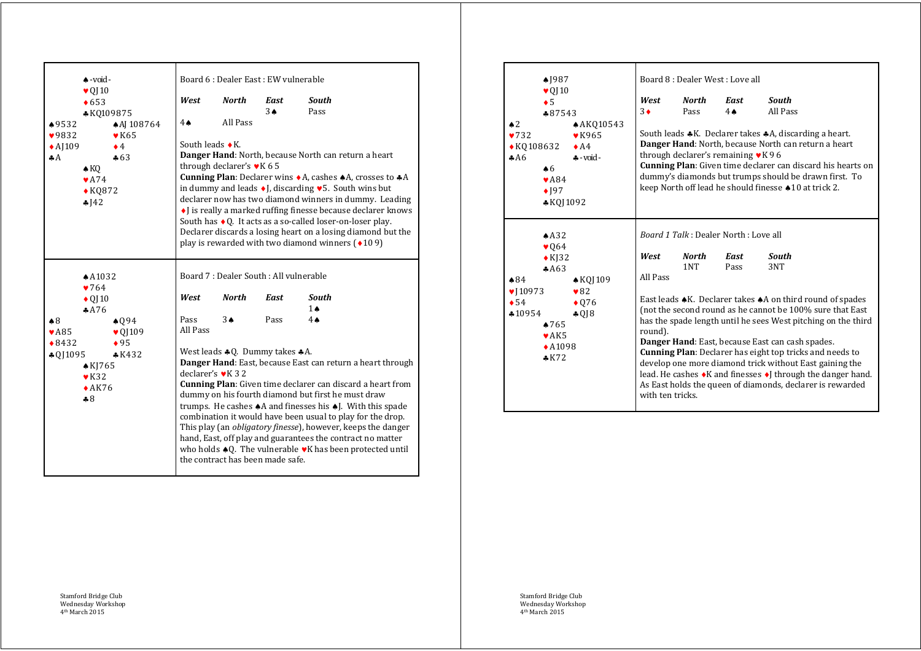## Board 6 : Dealer East : EW vulnerable

North: ♠ -void- ♥ QJ10 ♦ 653 ♣ KQ109875
West: ♠ 9532 ♥ 9832 ♦ AJ109 ♣ A
East: ♠ AJ 108764 ♥ K65 ♦ 4 ♣ 63
South: ♠ KQ ♥ A74 ♦ KQ872 ♣ J42

| *West* | *North* | *East* | *South* |
|---|---|---|---|
| | | 3♠ | Pass |
| 4♠ | All Pass | | |

South leads ♦K.

**Danger Hand**: North, because North can return a heart through declarer's ♥K 6 5

**Cunning Plan**: Declarer wins ♦A, cashes ♠A, crosses to ♣A in dummy and leads ♦J, discarding ♥5. South wins but declarer now has two diamond winners in dummy. Leading ♦J is really a marked ruffing finesse because declarer knows South has ♦Q. It acts as a so-called loser-on-loser play. Declarer discards a losing heart on a losing diamond but the play is rewarded with two diamond winners (♦10 9)

## Board 7 : Dealer South : All vulnerable

North: ♠ A1032 ♥ 764 ♦ QJ10 ♣ A76
West: ♠ 8 ♥ A85 ♦ 8432 ♣ QJ1095
East: ♠ Q94 ♥ QJ109 ♦ 95 ♣ K432
South: ♠ KJ765 ♥ K32 ♦ AK76 ♣ 8

| *West* | *North* | *East* | *South* |
|---|---|---|---|
| | | | 1♠ |
| Pass | 3♠ | Pass | 4♠ |
| All Pass | | | |

West leads ♣Q. Dummy takes ♣A.

**Danger Hand**: East, because East can return a heart through declarer's ♥K 3 2

**Cunning Plan**: Given time declarer can discard a heart from dummy on his fourth diamond but first he must draw trumps. He cashes ♠A and finesses his ♠J. With this spade combination it would have been usual to play for the drop. This play (an *obligatory finesse*), however, keeps the danger hand, East, off play and guarantees the contract no matter who holds ♠Q. The vulnerable ♥K has been protected until the contract has been made safe.

## Board 8 : Dealer West : Love all

North: ♠ J987 ♥ QJ10 ♦ 5 ♣ 87543
West: ♠ 2 ♥ 732 ♦ KQ108632 ♣ A6
East: ♠ AKQ10543 ♥ K965 ♦ A4 ♣ -void-
South: ♠ 6 ♥ A84 ♦ J97 ♣ KQJ1092

| *West* | *North* | *East* | *South* |
|---|---|---|---|
| 3♦ | Pass | 4♠ | All Pass |

South leads ♣K. Declarer takes ♣A, discarding a heart.

**Danger Hand**: North, because North can return a heart through declarer's remaining ♥K 9 6

**Cunning Plan**: Given time declarer can discard his hearts on dummy's diamonds but trumps should be drawn first. To keep North off lead he should finesse ♠10 at trick 2.

## *Board 1 Talk* : Dealer North : Love all

North: ♠ A32 ♥ Q64 ♦ KJ32 ♣ A63
West: ♠ 84 ♥ J10973 ♦ 54 ♣ 10954
East: ♠ KQJ109 ♥ 82 ♦ Q76 ♣ QJ8
South: ♠ 765 ♥ AK5 ♦ A1098 ♣ K72

| *West* | *North* | *East* | *South* |
|---|---|---|---|
| | 1NT | Pass | 3NT |
| All Pass | | | |

East leads ♠K. Declarer takes ♠A on third round of spades (not the second round as he cannot be 100% sure that East has the spade length until he sees West pitching on the third round).

**Danger Hand**: East, because East can cash spades.

**Cunning Plan**: Declarer has eight top tricks and needs to develop one more diamond trick without East gaining the lead. He cashes ♦K and finesses ♦J through the danger hand. As East holds the queen of diamonds, declarer is rewarded with ten tricks.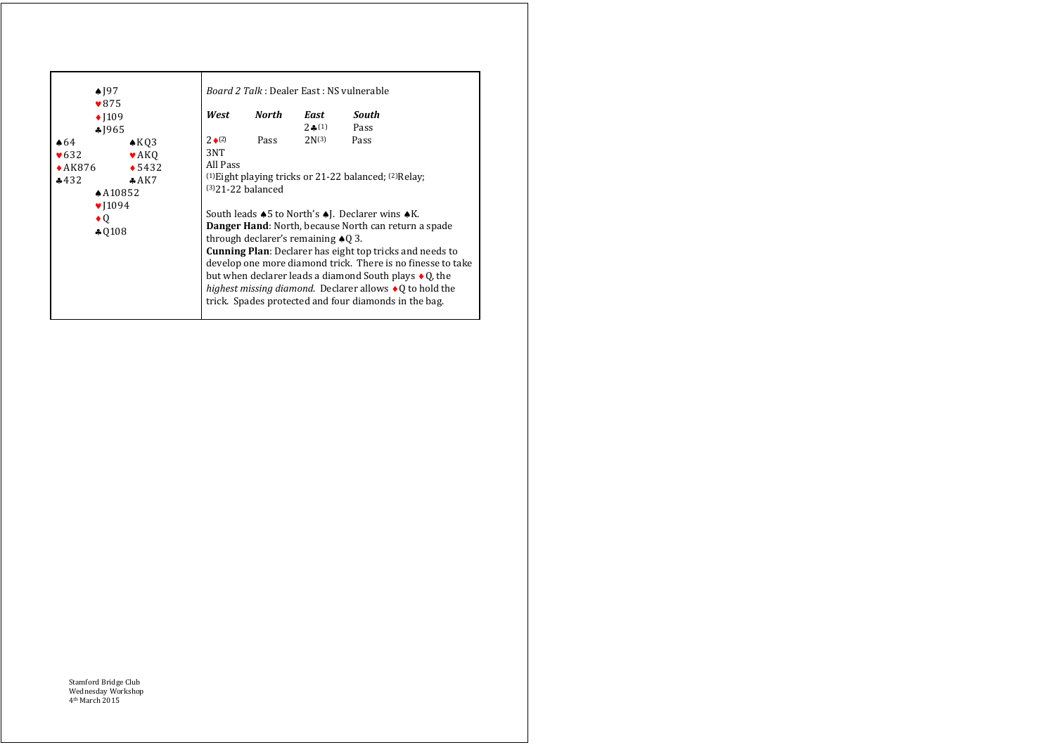**North**
♠J97
♥875
♦J109
♣J965

**West**
♠64
♥632
♦AK876
♣432

**East**
♠KQ3
♥AKQ
♦5432
♣AK7

**South**
♠A10852
♥J1094
♦Q
♣Q108

*Board 2 Talk* : Dealer East : NS vulnerable

| ***West*** | ***North*** | ***East*** | ***South*** |
|---|---|---|---|
| | | 2♣(1) | Pass |
| 2♦(2) | Pass | 2N(3) | Pass |
| 3NT | | | |
| All Pass | | | |

(1)Eight playing tricks or 21-22 balanced; (2)Relay; (3)21-22 balanced

South leads ♠5 to North's ♠J. Declarer wins ♠K.

**Danger Hand**: North, because North can return a spade through declarer's remaining ♠Q 3.

**Cunning Plan**: Declarer has eight top tricks and needs to develop one more diamond trick. There is no finesse to take but when declarer leads a diamond South plays ♦Q, the *highest missing diamond*. Declarer allows ♦Q to hold the trick. Spades protected and four diamonds in the bag.

Stamford Bridge Club
Wednesday Workshop
4th March 2015